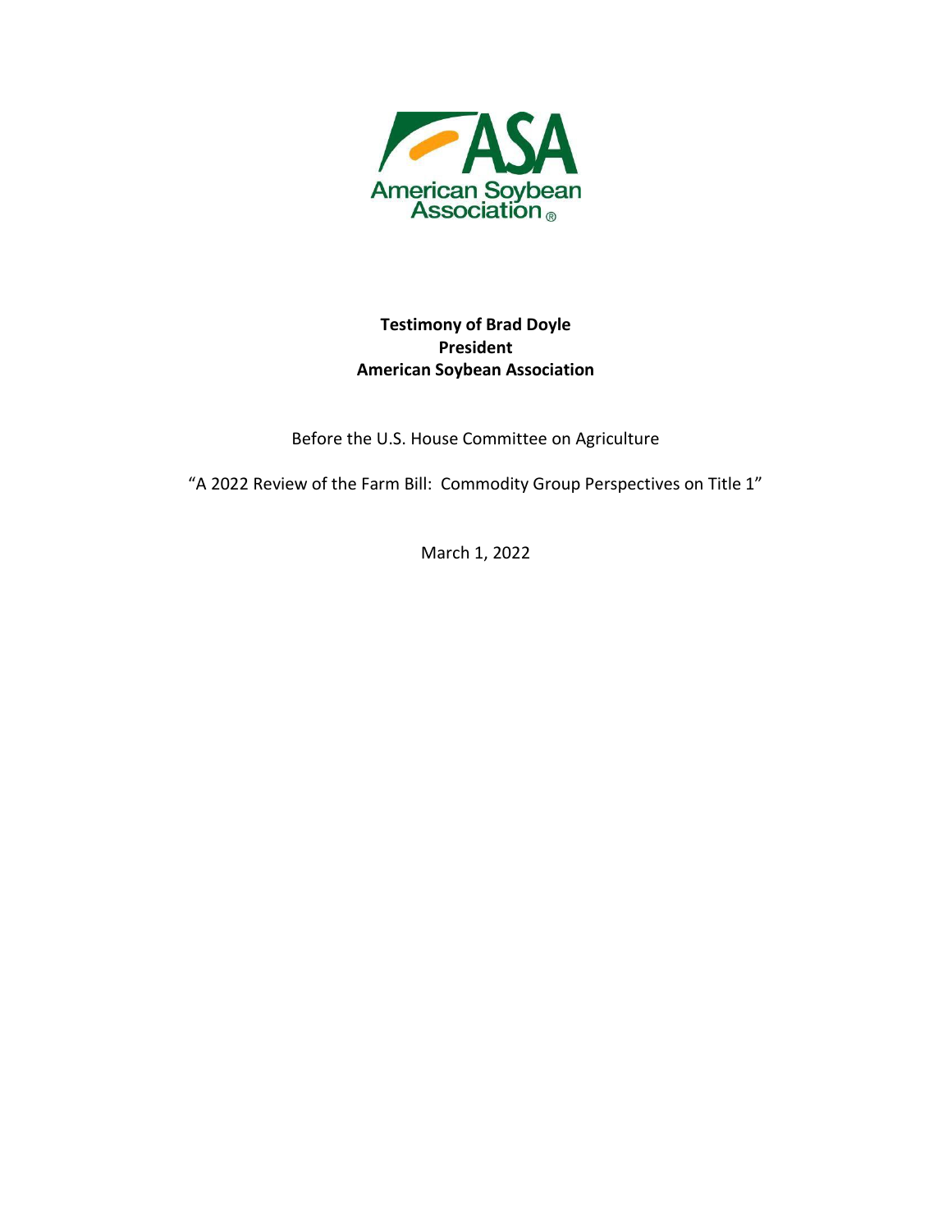ASA

American Soybean Association

**Testimony of Brad Doyle**
**President**
**American Soybean Association**

Before the U.S. House Committee on Agriculture

"A 2022 Review of the Farm Bill: Commodity Group Perspectives on Title 1"

March 1, 2022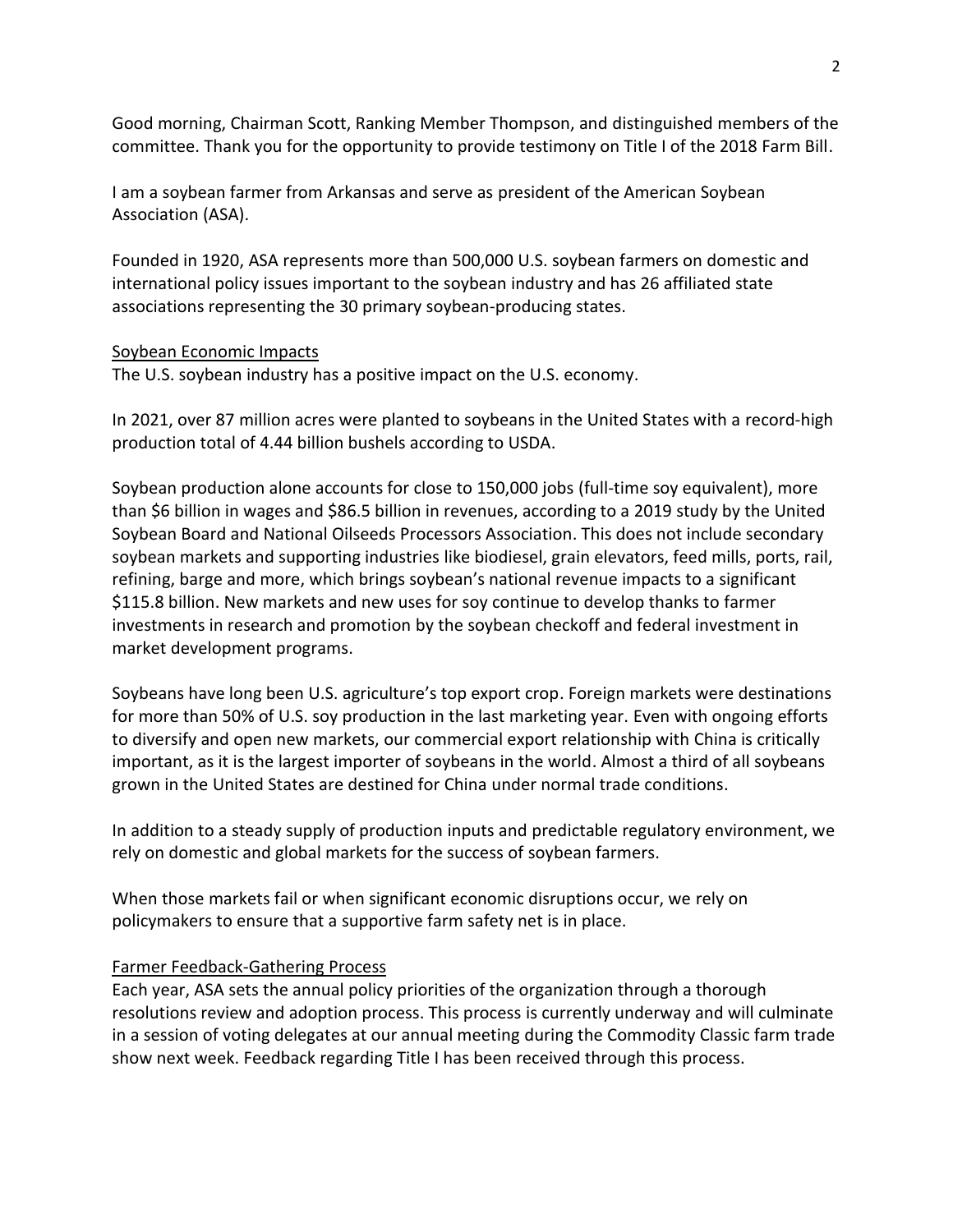Good morning, Chairman Scott, Ranking Member Thompson, and distinguished members of the committee. Thank you for the opportunity to provide testimony on Title I of the 2018 Farm Bill.

I am a soybean farmer from Arkansas and serve as president of the American Soybean Association (ASA).

Founded in 1920, ASA represents more than 500,000 U.S. soybean farmers on domestic and international policy issues important to the soybean industry and has 26 affiliated state associations representing the 30 primary soybean-producing states.

## Soybean Economic Impacts

The U.S. soybean industry has a positive impact on the U.S. economy.

In 2021, over 87 million acres were planted to soybeans in the United States with a record-high production total of 4.44 billion bushels according to USDA.

Soybean production alone accounts for close to 150,000 jobs (full-time soy equivalent), more than $6 billion in wages and $86.5 billion in revenues, according to a 2019 study by the United Soybean Board and National Oilseeds Processors Association. This does not include secondary soybean markets and supporting industries like biodiesel, grain elevators, feed mills, ports, rail, refining, barge and more, which brings soybean's national revenue impacts to a significant $115.8 billion. New markets and new uses for soy continue to develop thanks to farmer investments in research and promotion by the soybean checkoff and federal investment in market development programs.

Soybeans have long been U.S. agriculture's top export crop. Foreign markets were destinations for more than 50% of U.S. soy production in the last marketing year. Even with ongoing efforts to diversify and open new markets, our commercial export relationship with China is critically important, as it is the largest importer of soybeans in the world. Almost a third of all soybeans grown in the United States are destined for China under normal trade conditions.

In addition to a steady supply of production inputs and predictable regulatory environment, we rely on domestic and global markets for the success of soybean farmers.

When those markets fail or when significant economic disruptions occur, we rely on policymakers to ensure that a supportive farm safety net is in place.

## Farmer Feedback-Gathering Process

Each year, ASA sets the annual policy priorities of the organization through a thorough resolutions review and adoption process. This process is currently underway and will culminate in a session of voting delegates at our annual meeting during the Commodity Classic farm trade show next week. Feedback regarding Title I has been received through this process.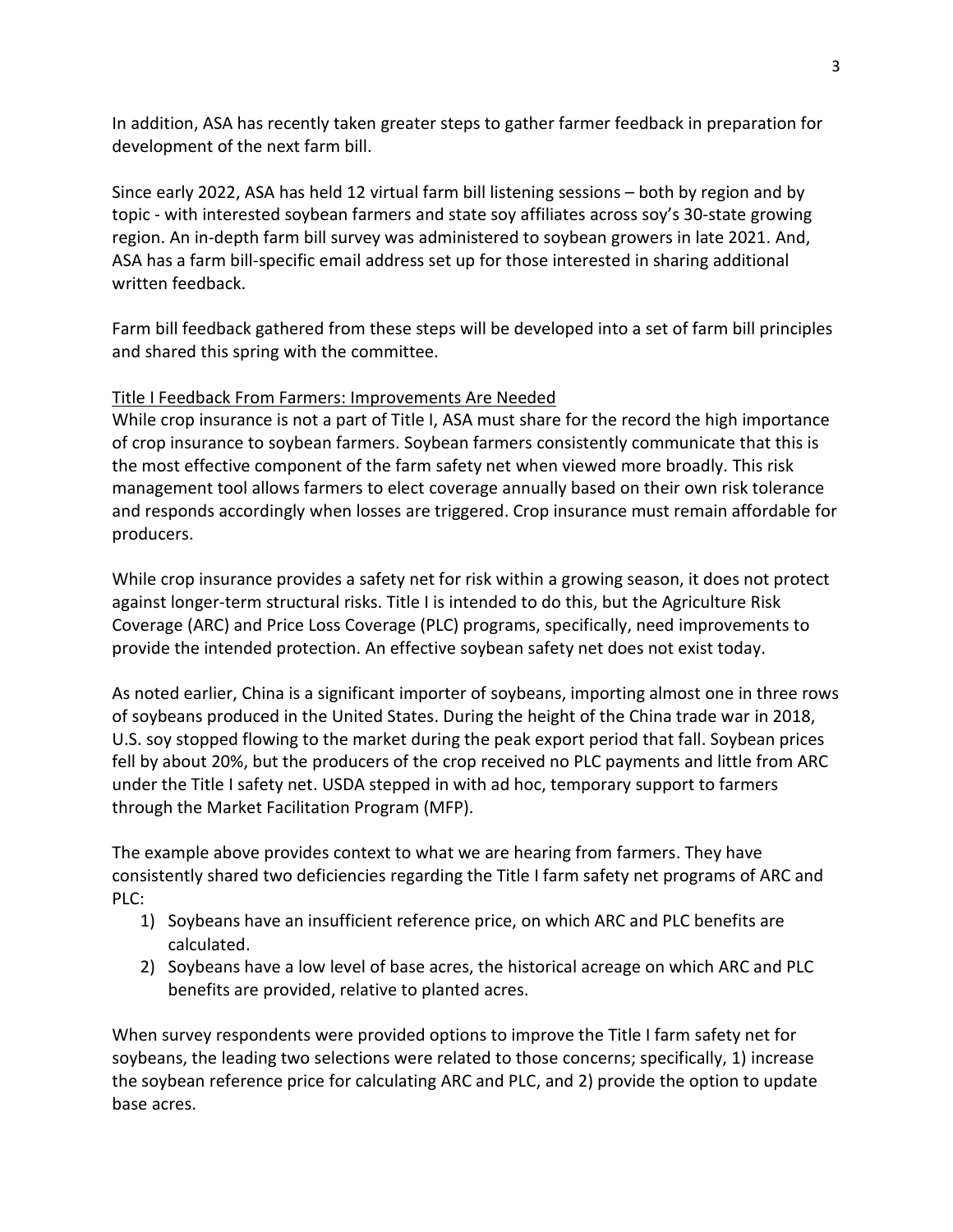In addition, ASA has recently taken greater steps to gather farmer feedback in preparation for development of the next farm bill.

Since early 2022, ASA has held 12 virtual farm bill listening sessions – both by region and by topic - with interested soybean farmers and state soy affiliates across soy's 30-state growing region. An in-depth farm bill survey was administered to soybean growers in late 2021. And, ASA has a farm bill-specific email address set up for those interested in sharing additional written feedback.

Farm bill feedback gathered from these steps will be developed into a set of farm bill principles and shared this spring with the committee.

<u>Title I Feedback From Farmers: Improvements Are Needed</u>

While crop insurance is not a part of Title I, ASA must share for the record the high importance of crop insurance to soybean farmers. Soybean farmers consistently communicate that this is the most effective component of the farm safety net when viewed more broadly. This risk management tool allows farmers to elect coverage annually based on their own risk tolerance and responds accordingly when losses are triggered. Crop insurance must remain affordable for producers.

While crop insurance provides a safety net for risk within a growing season, it does not protect against longer-term structural risks. Title I is intended to do this, but the Agriculture Risk Coverage (ARC) and Price Loss Coverage (PLC) programs, specifically, need improvements to provide the intended protection. An effective soybean safety net does not exist today.

As noted earlier, China is a significant importer of soybeans, importing almost one in three rows of soybeans produced in the United States. During the height of the China trade war in 2018, U.S. soy stopped flowing to the market during the peak export period that fall. Soybean prices fell by about 20%, but the producers of the crop received no PLC payments and little from ARC under the Title I safety net. USDA stepped in with ad hoc, temporary support to farmers through the Market Facilitation Program (MFP).

The example above provides context to what we are hearing from farmers. They have consistently shared two deficiencies regarding the Title I farm safety net programs of ARC and PLC:

1) Soybeans have an insufficient reference price, on which ARC and PLC benefits are calculated.
2) Soybeans have a low level of base acres, the historical acreage on which ARC and PLC benefits are provided, relative to planted acres.

When survey respondents were provided options to improve the Title I farm safety net for soybeans, the leading two selections were related to those concerns; specifically, 1) increase the soybean reference price for calculating ARC and PLC, and 2) provide the option to update base acres.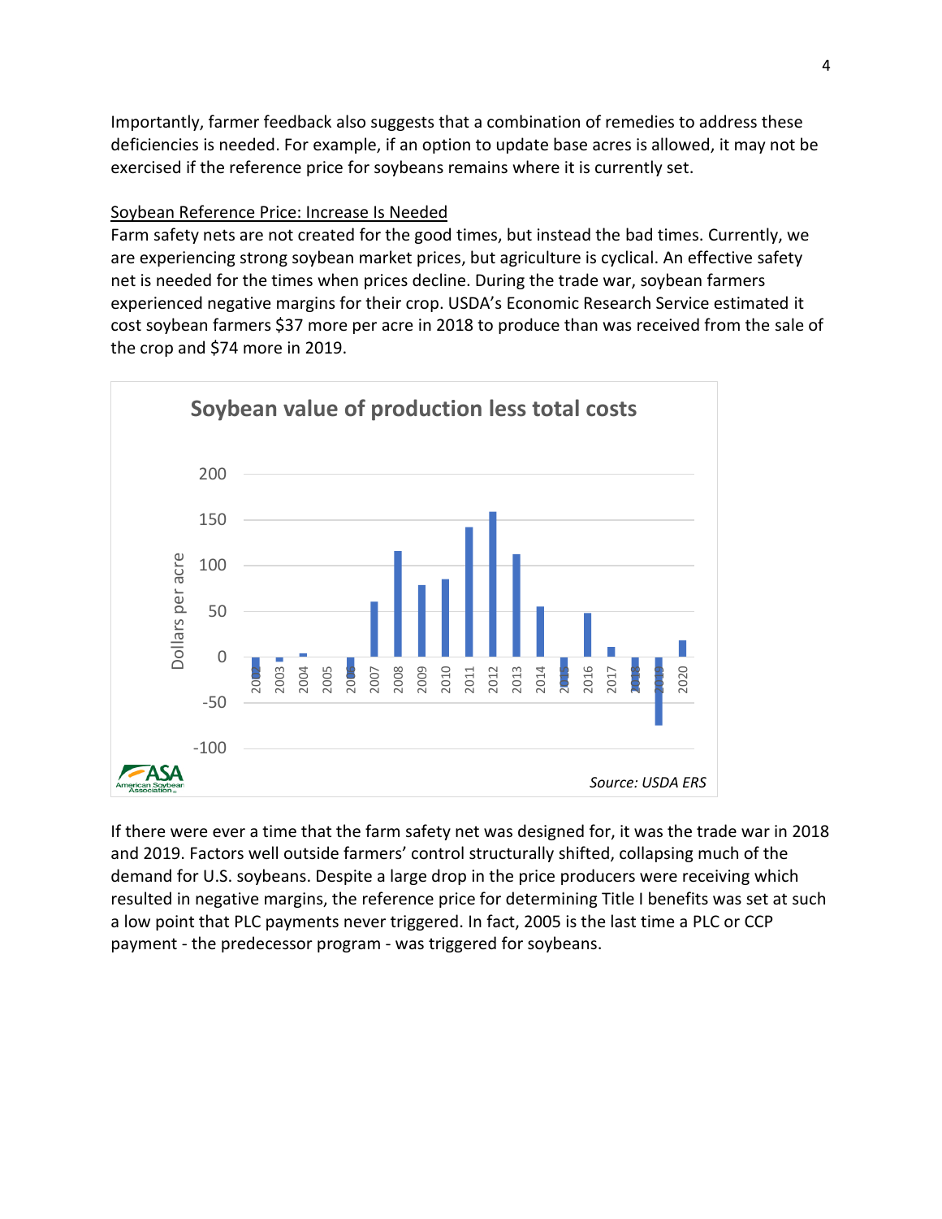Importantly, farmer feedback also suggests that a combination of remedies to address these deficiencies is needed. For example, if an option to update base acres is allowed, it may not be exercised if the reference price for soybeans remains where it is currently set.

Soybean Reference Price: Increase Is Needed

Farm safety nets are not created for the good times, but instead the bad times. Currently, we are experiencing strong soybean market prices, but agriculture is cyclical. An effective safety net is needed for the times when prices decline. During the trade war, soybean farmers experienced negative margins for their crop. USDA's Economic Research Service estimated it cost soybean farmers $37 more per acre in 2018 to produce than was received from the sale of the crop and $74 more in 2019.

If there were ever a time that the farm safety net was designed for, it was the trade war in 2018 and 2019. Factors well outside farmers' control structurally shifted, collapsing much of the demand for U.S. soybeans. Despite a large drop in the price producers were receiving which resulted in negative margins, the reference price for determining Title I benefits was set at such a low point that PLC payments never triggered. In fact, 2005 is the last time a PLC or CCP payment - the predecessor program - was triggered for soybeans.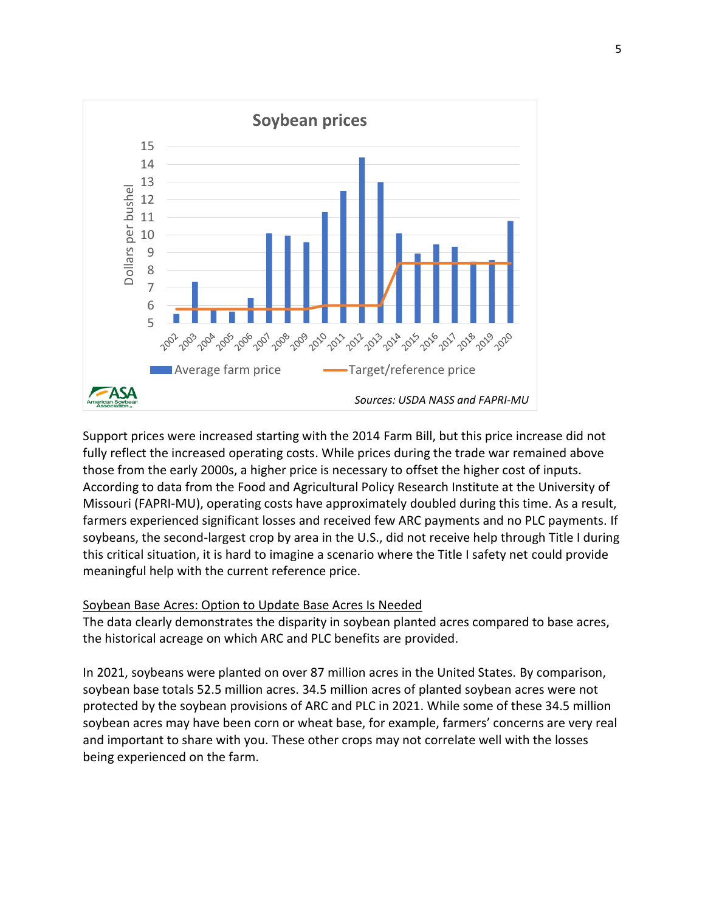**Soybean prices**

*Sources: USDA NASS and FAPRI-MU*

Support prices were increased starting with the 2014 Farm Bill, but this price increase did not fully reflect the increased operating costs. While prices during the trade war remained above those from the early 2000s, a higher price is necessary to offset the higher cost of inputs. According to data from the Food and Agricultural Policy Research Institute at the University of Missouri (FAPRI-MU), operating costs have approximately doubled during this time. As a result, farmers experienced significant losses and received few ARC payments and no PLC payments. If soybeans, the second-largest crop by area in the U.S., did not receive help through Title I during this critical situation, it is hard to imagine a scenario where the Title I safety net could provide meaningful help with the current reference price.

Soybean Base Acres: Option to Update Base Acres Is Needed

The data clearly demonstrates the disparity in soybean planted acres compared to base acres, the historical acreage on which ARC and PLC benefits are provided.

In 2021, soybeans were planted on over 87 million acres in the United States. By comparison, soybean base totals 52.5 million acres. 34.5 million acres of planted soybean acres were not protected by the soybean provisions of ARC and PLC in 2021. While some of these 34.5 million soybean acres may have been corn or wheat base, for example, farmers' concerns are very real and important to share with you. These other crops may not correlate well with the losses being experienced on the farm.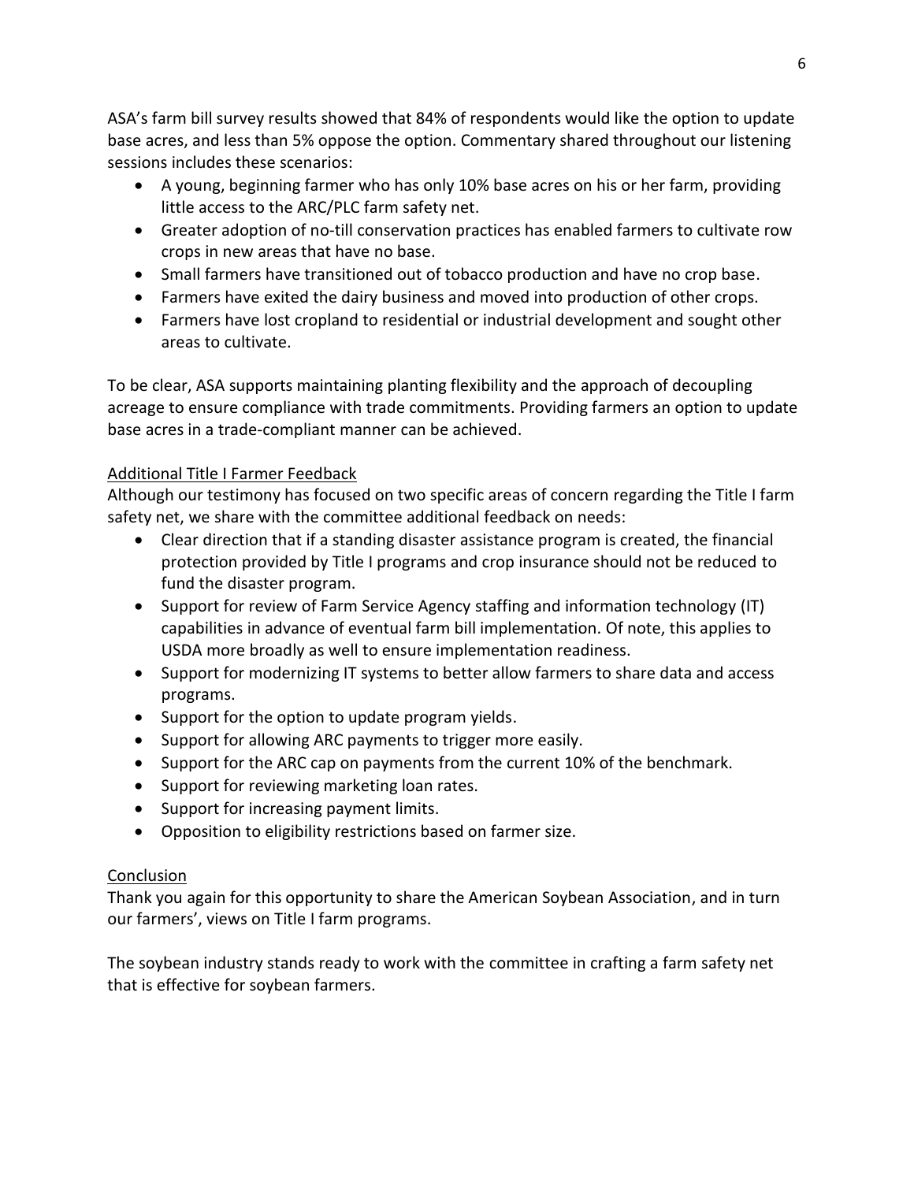ASA's farm bill survey results showed that 84% of respondents would like the option to update base acres, and less than 5% oppose the option. Commentary shared throughout our listening sessions includes these scenarios:

- A young, beginning farmer who has only 10% base acres on his or her farm, providing little access to the ARC/PLC farm safety net.
- Greater adoption of no-till conservation practices has enabled farmers to cultivate row crops in new areas that have no base.
- Small farmers have transitioned out of tobacco production and have no crop base.
- Farmers have exited the dairy business and moved into production of other crops.
- Farmers have lost cropland to residential or industrial development and sought other areas to cultivate.

To be clear, ASA supports maintaining planting flexibility and the approach of decoupling acreage to ensure compliance with trade commitments. Providing farmers an option to update base acres in a trade-compliant manner can be achieved.

<u>Additional Title I Farmer Feedback</u>

Although our testimony has focused on two specific areas of concern regarding the Title I farm safety net, we share with the committee additional feedback on needs:

- Clear direction that if a standing disaster assistance program is created, the financial protection provided by Title I programs and crop insurance should not be reduced to fund the disaster program.
- Support for review of Farm Service Agency staffing and information technology (IT) capabilities in advance of eventual farm bill implementation. Of note, this applies to USDA more broadly as well to ensure implementation readiness.
- Support for modernizing IT systems to better allow farmers to share data and access programs.
- Support for the option to update program yields.
- Support for allowing ARC payments to trigger more easily.
- Support for the ARC cap on payments from the current 10% of the benchmark.
- Support for reviewing marketing loan rates.
- Support for increasing payment limits.
- Opposition to eligibility restrictions based on farmer size.

<u>Conclusion</u>

Thank you again for this opportunity to share the American Soybean Association, and in turn our farmers', views on Title I farm programs.

The soybean industry stands ready to work with the committee in crafting a farm safety net that is effective for soybean farmers.